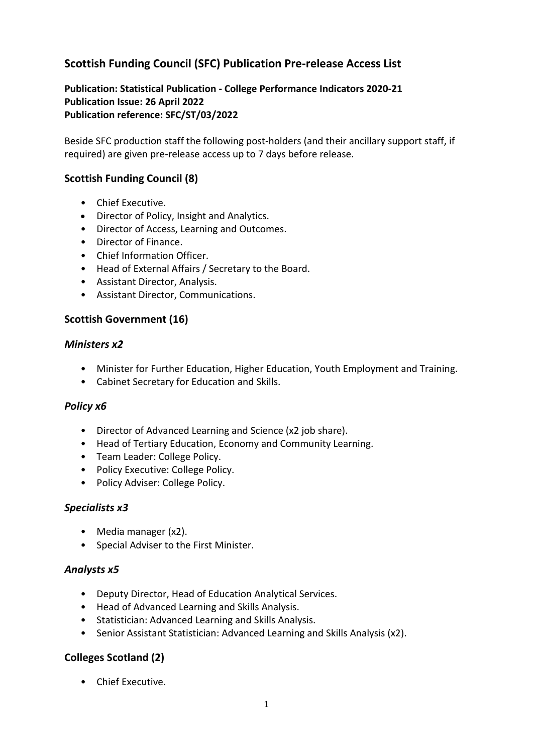# Scottish Funding Council (SFC) Publication Pre-release Access List

**Publication: Statistical Publication - College Performance Indicators 2020-21**
**Publication Issue: 26 April 2022**
**Publication reference: SFC/ST/03/2022**

Beside SFC production staff the following post-holders (and their ancillary support staff, if required) are given pre-release access up to 7 days before release.

## Scottish Funding Council (8)

- Chief Executive.
- Director of Policy, Insight and Analytics.
- Director of Access, Learning and Outcomes.
- Director of Finance.
- Chief Information Officer.
- Head of External Affairs / Secretary to the Board.
- Assistant Director, Analysis.
- Assistant Director, Communications.

## Scottish Government (16)

### *Ministers x2*

- Minister for Further Education, Higher Education, Youth Employment and Training.
- Cabinet Secretary for Education and Skills.

### *Policy x6*

- Director of Advanced Learning and Science (x2 job share).
- Head of Tertiary Education, Economy and Community Learning.
- Team Leader: College Policy.
- Policy Executive: College Policy.
- Policy Adviser: College Policy.

### *Specialists x3*

- Media manager (x2).
- Special Adviser to the First Minister.

### *Analysts x5*

- Deputy Director, Head of Education Analytical Services.
- Head of Advanced Learning and Skills Analysis.
- Statistician: Advanced Learning and Skills Analysis.
- Senior Assistant Statistician: Advanced Learning and Skills Analysis (x2).

## Colleges Scotland (2)

- Chief Executive.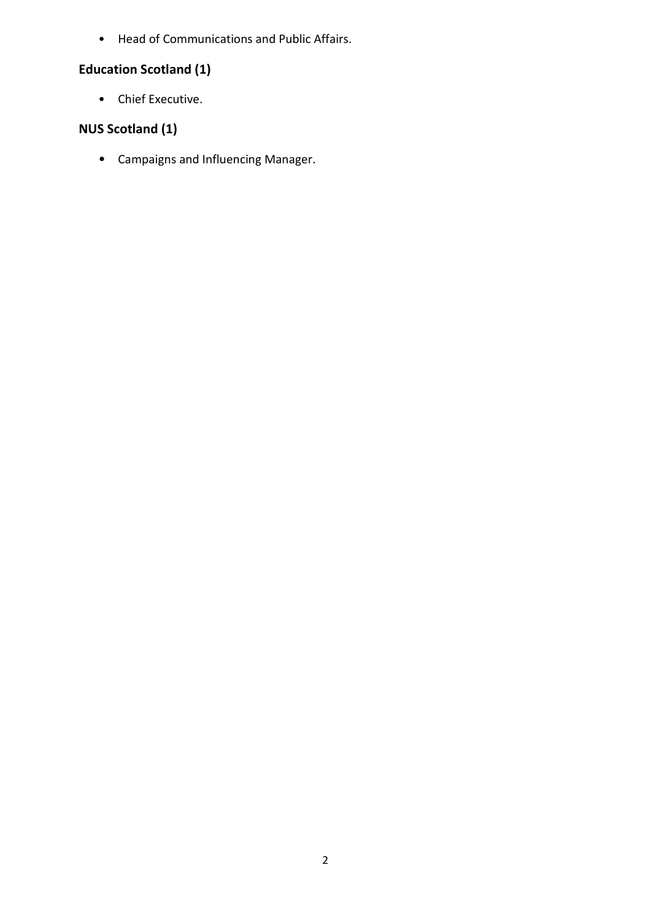- Head of Communications and Public Affairs.

## Education Scotland (1)

- Chief Executive.

## NUS Scotland (1)

- Campaigns and Influencing Manager.